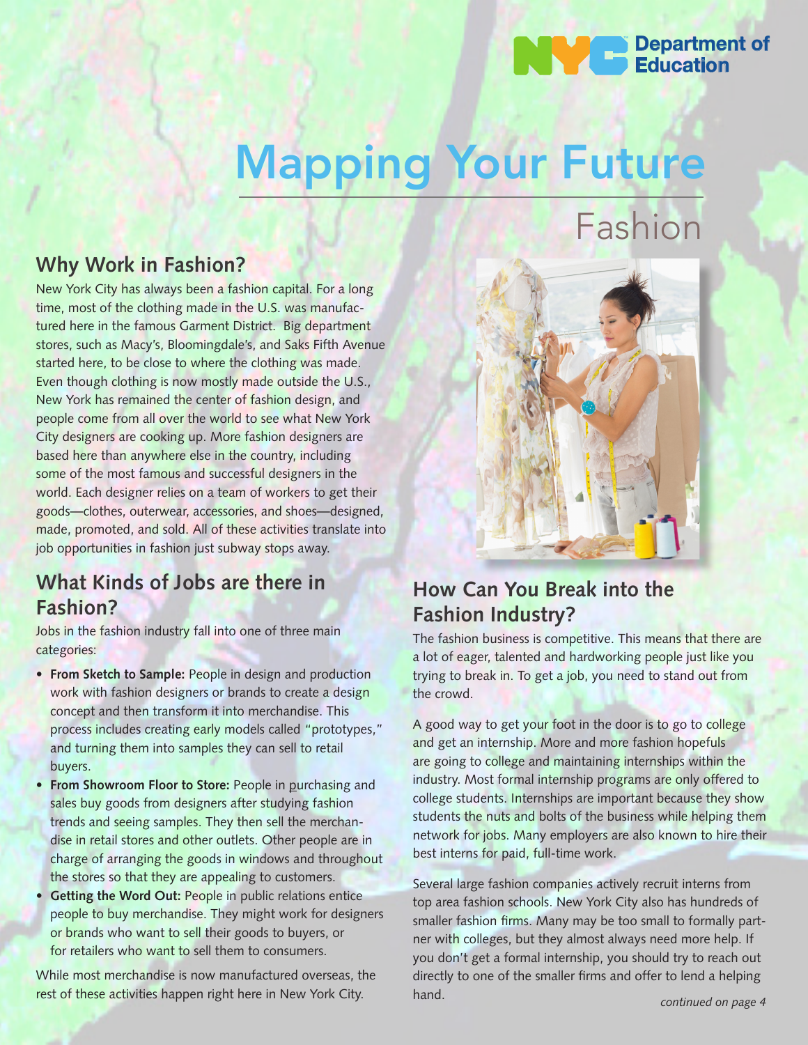NYC Department of Education

# Mapping Your Future

## Fashion

## Why Work in Fashion?

New York City has always been a fashion capital. For a long time, most of the clothing made in the U.S. was manufactured here in the famous Garment District. Big department stores, such as Macy's, Bloomingdale's, and Saks Fifth Avenue started here, to be close to where the clothing was made. Even though clothing is now mostly made outside the U.S., New York has remained the center of fashion design, and people come from all over the world to see what New York City designers are cooking up. More fashion designers are based here than anywhere else in the country, including some of the most famous and successful designers in the world. Each designer relies on a team of workers to get their goods—clothes, outerwear, accessories, and shoes—designed, made, promoted, and sold. All of these activities translate into job opportunities in fashion just subway stops away.

## What Kinds of Jobs are there in Fashion?

Jobs in the fashion industry fall into one of three main categories:

- **From Sketch to Sample:** People in design and production work with fashion designers or brands to create a design concept and then transform it into merchandise. This process includes creating early models called "prototypes," and turning them into samples they can sell to retail buyers.
- **From Showroom Floor to Store:** People in purchasing and sales buy goods from designers after studying fashion trends and seeing samples. They then sell the merchandise in retail stores and other outlets. Other people are in charge of arranging the goods in windows and throughout the stores so that they are appealing to customers.
- **Getting the Word Out:** People in public relations entice people to buy merchandise. They might work for designers or brands who want to sell their goods to buyers, or for retailers who want to sell them to consumers.

While most merchandise is now manufactured overseas, the rest of these activities happen right here in New York City.

## How Can You Break into the Fashion Industry?

The fashion business is competitive. This means that there are a lot of eager, talented and hardworking people just like you trying to break in. To get a job, you need to stand out from the crowd.

A good way to get your foot in the door is to go to college and get an internship. More and more fashion hopefuls are going to college and maintaining internships within the industry. Most formal internship programs are only offered to college students. Internships are important because they show students the nuts and bolts of the business while helping them network for jobs. Many employers are also known to hire their best interns for paid, full-time work.

Several large fashion companies actively recruit interns from top area fashion schools. New York City also has hundreds of smaller fashion firms. Many may be too small to formally partner with colleges, but they almost always need more help. If you don't get a formal internship, you should try to reach out directly to one of the smaller firms and offer to lend a helping hand.

*continued on page 4*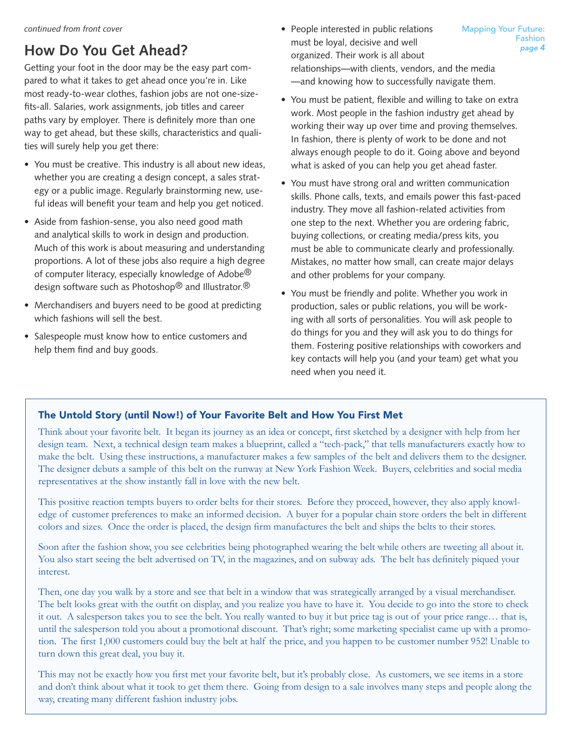*continued from front cover*

## How Do You Get Ahead?

Getting your foot in the door may be the easy part compared to what it takes to get ahead once you're in. Like most ready-to-wear clothes, fashion jobs are not one-size-fits-all. Salaries, work assignments, job titles and career paths vary by employer. There is definitely more than one way to get ahead, but these skills, characteristics and qualities will surely help you get there:

- You must be creative. This industry is all about new ideas, whether you are creating a design concept, a sales strategy or a public image. Regularly brainstorming new, useful ideas will benefit your team and help you get noticed.
- Aside from fashion-sense, you also need good math and analytical skills to work in design and production. Much of this work is about measuring and understanding proportions. A lot of these jobs also require a high degree of computer literacy, especially knowledge of Adobe® design software such as Photoshop® and Illustrator.®
- Merchandisers and buyers need to be good at predicting which fashions will sell the best.
- Salespeople must know how to entice customers and help them find and buy goods.
- People interested in public relations must be loyal, decisive and well organized. Their work is all about relationships—with clients, vendors, and the media —and knowing how to successfully navigate them.
- You must be patient, flexible and willing to take on extra work. Most people in the fashion industry get ahead by working their way up over time and proving themselves. In fashion, there is plenty of work to be done and not always enough people to do it. Going above and beyond what is asked of you can help you get ahead faster.
- You must have strong oral and written communication skills. Phone calls, texts, and emails power this fast-paced industry. They move all fashion-related activities from one step to the next. Whether you are ordering fabric, buying collections, or creating media/press kits, you must be able to communicate clearly and professionally. Mistakes, no matter how small, can create major delays and other problems for your company.
- You must be friendly and polite. Whether you work in production, sales or public relations, you will be working with all sorts of personalities. You will ask people to do things for you and they will ask you to do things for them. Fostering positive relationships with coworkers and key contacts will help you (and your team) get what you need when you need it.

### The Untold Story (until Now!) of Your Favorite Belt and How You First Met

Think about your favorite belt. It began its journey as an idea or concept, first sketched by a designer with help from her design team. Next, a technical design team makes a blueprint, called a "tech-pack," that tells manufacturers exactly how to make the belt. Using these instructions, a manufacturer makes a few samples of the belt and delivers them to the designer. The designer debuts a sample of this belt on the runway at New York Fashion Week. Buyers, celebrities and social media representatives at the show instantly fall in love with the new belt.

This positive reaction tempts buyers to order belts for their stores. Before they proceed, however, they also apply knowledge of customer preferences to make an informed decision. A buyer for a popular chain store orders the belt in different colors and sizes. Once the order is placed, the design firm manufactures the belt and ships the belts to their stores.

Soon after the fashion show, you see celebrities being photographed wearing the belt while others are tweeting all about it. You also start seeing the belt advertised on TV, in the magazines, and on subway ads. The belt has definitely piqued your interest.

Then, one day you walk by a store and see that belt in a window that was strategically arranged by a visual merchandiser. The belt looks great with the outfit on display, and you realize you have to have it. You decide to go into the store to check it out. A salesperson takes you to see the belt. You really wanted to buy it but price tag is out of your price range… that is, until the salesperson told you about a promotional discount. That's right; some marketing specialist came up with a promotion. The first 1,000 customers could buy the belt at half the price, and you happen to be customer number 952! Unable to turn down this great deal, you buy it.

This may not be exactly how you first met your favorite belt, but it's probably close. As customers, we see items in a store and don't think about what it took to get them there. Going from design to a sale involves many steps and people along the way, creating many different fashion industry jobs.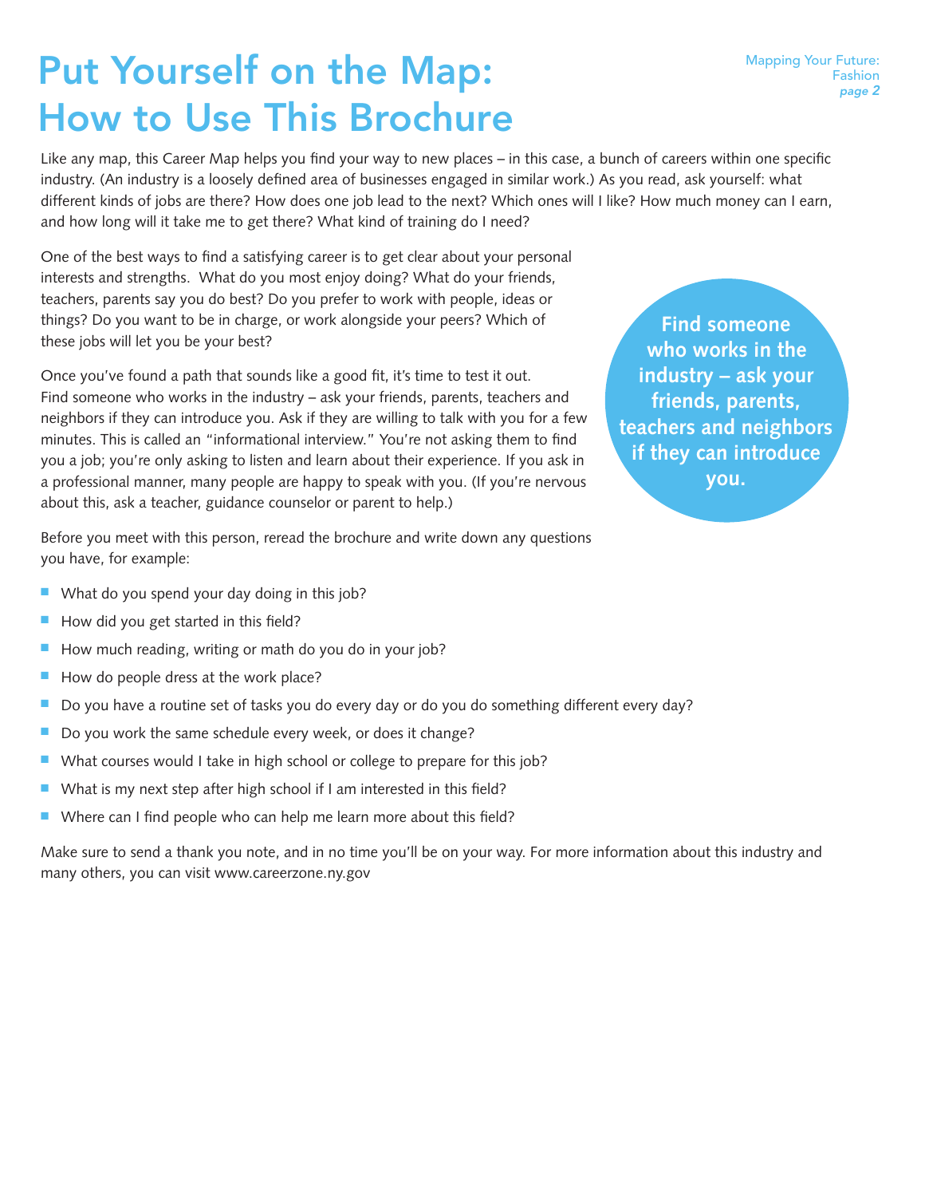# Put Yourself on the Map: How to Use This Brochure

Like any map, this Career Map helps you find your way to new places – in this case, a bunch of careers within one specific industry. (An industry is a loosely defined area of businesses engaged in similar work.) As you read, ask yourself: what different kinds of jobs are there? How does one job lead to the next? Which ones will I like? How much money can I earn, and how long will it take me to get there? What kind of training do I need?

One of the best ways to find a satisfying career is to get clear about your personal interests and strengths. What do you most enjoy doing? What do your friends, teachers, parents say you do best? Do you prefer to work with people, ideas or things? Do you want to be in charge, or work alongside your peers? Which of these jobs will let you be your best?

Once you've found a path that sounds like a good fit, it's time to test it out. Find someone who works in the industry – ask your friends, parents, teachers and neighbors if they can introduce you. Ask if they are willing to talk with you for a few minutes. This is called an "informational interview." You're not asking them to find you a job; you're only asking to listen and learn about their experience. If you ask in a professional manner, many people are happy to speak with you. (If you're nervous about this, ask a teacher, guidance counselor or parent to help.)

**Find someone who works in the industry – ask your friends, parents, teachers and neighbors if they can introduce you.**

Before you meet with this person, reread the brochure and write down any questions you have, for example:

- What do you spend your day doing in this job?
- How did you get started in this field?
- How much reading, writing or math do you do in your job?
- How do people dress at the work place?
- Do you have a routine set of tasks you do every day or do you do something different every day?
- Do you work the same schedule every week, or does it change?
- What courses would I take in high school or college to prepare for this job?
- What is my next step after high school if I am interested in this field?
- Where can I find people who can help me learn more about this field?

Make sure to send a thank you note, and in no time you'll be on your way. For more information about this industry and many others, you can visit www.careerzone.ny.gov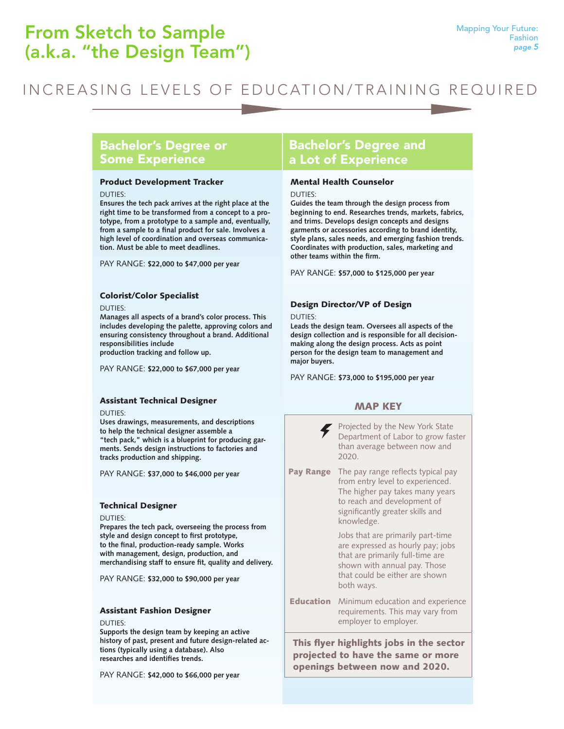# From Sketch to Sample (a.k.a. "the Design Team")

INCREASING LEVELS OF EDUCATION/TRAINING REQUIRED

## Bachelor's Degree or Some Experience

### Product Development Tracker

DUTIES:
**Ensures the tech pack arrives at the right place at the right time to be transformed from a concept to a prototype, from a prototype to a sample and, eventually, from a sample to a final product for sale. Involves a high level of coordination and overseas communication. Must be able to meet deadlines.**

PAY RANGE: **$22,000 to $47,000 per year**

### Colorist/Color Specialist

DUTIES:
**Manages all aspects of a brand's color process. This includes developing the palette, approving colors and ensuring consistency throughout a brand. Additional responsibilities include production tracking and follow up.**

PAY RANGE: **$22,000 to $67,000 per year**

### Assistant Technical Designer

DUTIES:
**Uses drawings, measurements, and descriptions to help the technical designer assemble a "tech pack," which is a blueprint for producing garments. Sends design instructions to factories and tracks production and shipping.**

PAY RANGE: **$37,000 to $46,000 per year**

### Technical Designer

DUTIES:
**Prepares the tech pack, overseeing the process from style and design concept to first prototype, to the final, production-ready sample. Works with management, design, production, and merchandising staff to ensure fit, quality and delivery.**

PAY RANGE: **$32,000 to $90,000 per year**

### Assistant Fashion Designer

DUTIES:
**Supports the design team by keeping an active history of past, present and future design-related actions (typically using a database). Also researches and identifies trends.**

PAY RANGE: **$42,000 to $66,000 per year**

## Bachelor's Degree and a Lot of Experience

### Mental Health Counselor

DUTIES:
**Guides the team through the design process from beginning to end. Researches trends, markets, fabrics, and trims. Develops design concepts and designs garments or accessories according to brand identity, style plans, sales needs, and emerging fashion trends. Coordinates with production, sales, marketing and other teams within the firm.**

PAY RANGE: **$57,000 to $125,000 per year**

### Design Director/VP of Design

DUTIES:
**Leads the design team. Oversees all aspects of the design collection and is responsible for all decision-making along the design process. Acts as point person for the design team to management and major buyers.**

PAY RANGE: **$73,000 to $195,000 per year**

## MAP KEY

⚡ Projected by the New York State Department of Labor to grow faster than average between now and 2020.

**Pay Range** The pay range reflects typical pay from entry level to experienced. The higher pay takes many years to reach and development of significantly greater skills and knowledge.

Jobs that are primarily part-time are expressed as hourly pay; jobs that are primarily full-time are shown with annual pay. Those that could be either are shown both ways.

**Education** Minimum education and experience requirements. This may vary from employer to employer.

**This flyer highlights jobs in the sector projected to have the same or more openings between now and 2020.**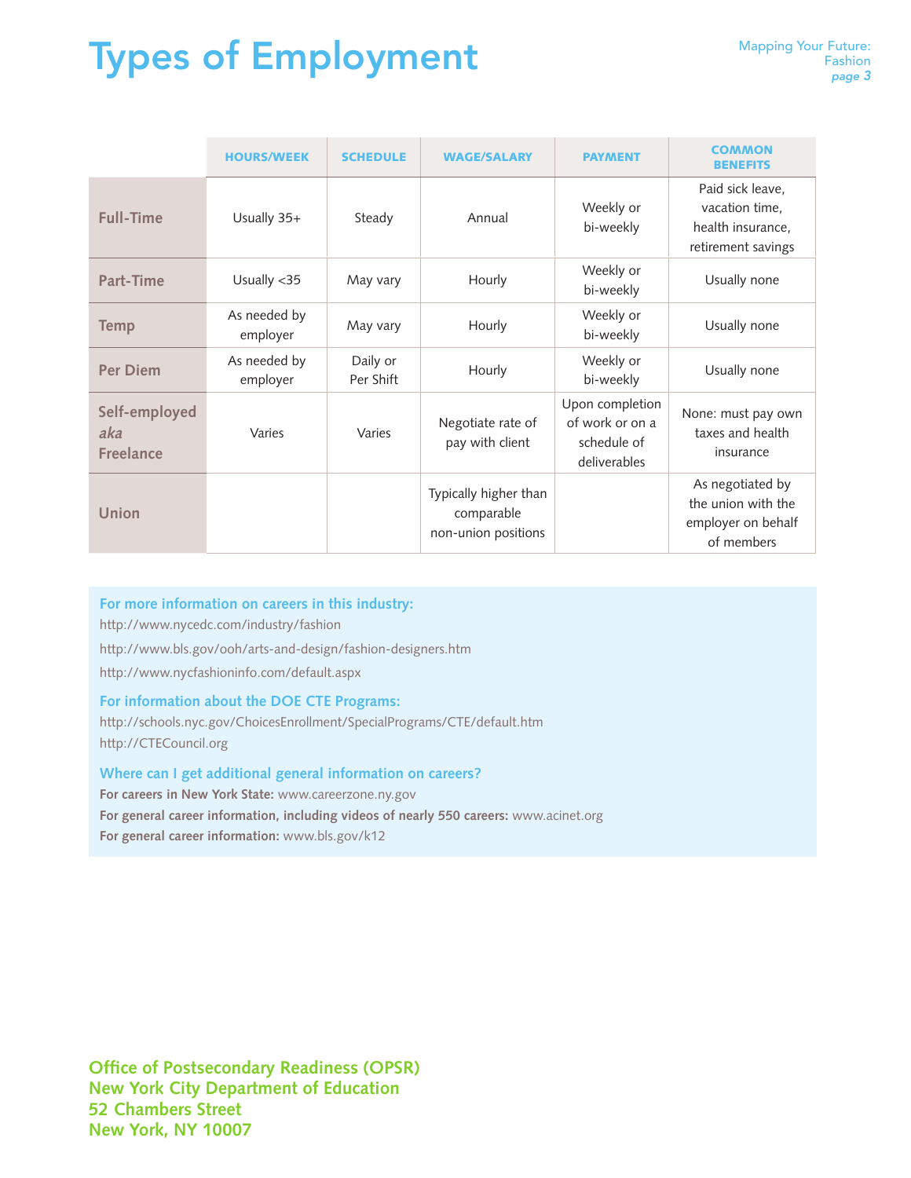# Types of Employment

| | HOURS/WEEK | SCHEDULE | WAGE/SALARY | PAYMENT | COMMON BENEFITS |
|---|---|---|---|---|---|
| **Full-Time** | Usually 35+ | Steady | Annual | Weekly or bi-weekly | Paid sick leave, vacation time, health insurance, retirement savings |
| **Part-Time** | Usually <35 | May vary | Hourly | Weekly or bi-weekly | Usually none |
| **Temp** | As needed by employer | May vary | Hourly | Weekly or bi-weekly | Usually none |
| **Per Diem** | As needed by employer | Daily or Per Shift | Hourly | Weekly or bi-weekly | Usually none |
| **Self-employed *aka* Freelance** | Varies | Varies | Negotiate rate of pay with client | Upon completion of work or on a schedule of deliverables | None: must pay own taxes and health insurance |
| **Union** | | | Typically higher than comparable non-union positions | | As negotiated by the union with the employer on behalf of members |

**For more information on careers in this industry:**

http://www.nycedc.com/industry/fashion

http://www.bls.gov/ooh/arts-and-design/fashion-designers.htm

http://www.nycfashioninfo.com/default.aspx

**For information about the DOE CTE Programs:**

http://schools.nyc.gov/ChoicesEnrollment/SpecialPrograms/CTE/default.htm

http://CTECouncil.org

**Where can I get additional general information on careers?**

**For careers in New York State:** www.careerzone.ny.gov

**For general career information, including videos of nearly 550 careers:** www.acinet.org

**For general career information:** www.bls.gov/k12

**Office of Postsecondary Readiness (OPSR)**
**New York City Department of Education**
**52 Chambers Street**
**New York, NY 10007**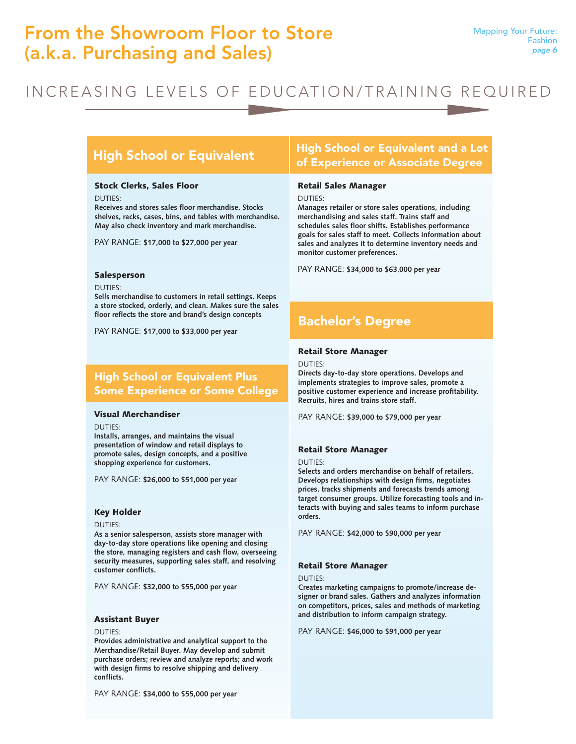# From the Showroom Floor to Store (a.k.a. Purchasing and Sales)

INCREASING LEVELS OF EDUCATION/TRAINING REQUIRED

## High School or Equivalent

### Stock Clerks, Sales Floor

DUTIES:
**Receives and stores sales floor merchandise. Stocks shelves, racks, cases, bins, and tables with merchandise. May also check inventory and mark merchandise.**

PAY RANGE: **$17,000 to $27,000 per year**

### Salesperson

DUTIES:
**Sells merchandise to customers in retail settings. Keeps a store stocked, orderly, and clean. Makes sure the sales floor reflects the store and brand's design concepts**

PAY RANGE: **$17,000 to $33,000 per year**

## High School or Equivalent Plus Some Experience or Some College

### Visual Merchandiser

DUTIES:
**Installs, arranges, and maintains the visual presentation of window and retail displays to promote sales, design concepts, and a positive shopping experience for customers.**

PAY RANGE: **$26,000 to $51,000 per year**

### Key Holder

DUTIES:
**As a senior salesperson, assists store manager with day-to-day store operations like opening and closing the store, managing registers and cash flow, overseeing security measures, supporting sales staff, and resolving customer conflicts.**

PAY RANGE: **$32,000 to $55,000 per year**

### Assistant Buyer

DUTIES:
**Provides administrative and analytical support to the Merchandise/Retail Buyer. May develop and submit purchase orders; review and analyze reports; and work with design firms to resolve shipping and delivery conflicts.**

PAY RANGE: **$34,000 to $55,000 per year**

## High School or Equivalent and a Lot of Experience or Associate Degree

### Retail Sales Manager

DUTIES:
**Manages retailer or store sales operations, including merchandising and sales staff. Trains staff and schedules sales floor shifts. Establishes performance goals for sales staff to meet. Collects information about sales and analyzes it to determine inventory needs and monitor customer preferences.**

PAY RANGE: **$34,000 to $63,000 per year**

## Bachelor's Degree

### Retail Store Manager

DUTIES:
**Directs day-to-day store operations. Develops and implements strategies to improve sales, promote a positive customer experience and increase profitability. Recruits, hires and trains store staff.**

PAY RANGE: **$39,000 to $79,000 per year**

### Retail Store Manager

DUTIES:
**Selects and orders merchandise on behalf of retailers. Develops relationships with design firms, negotiates prices, tracks shipments and forecasts trends among target consumer groups. Utilize forecasting tools and interacts with buying and sales teams to inform purchase orders.**

PAY RANGE: **$42,000 to $90,000 per year**

### Retail Store Manager

DUTIES:
**Creates marketing campaigns to promote/increase designer or brand sales. Gathers and analyzes information on competitors, prices, sales and methods of marketing and distribution to inform campaign strategy.**

PAY RANGE: **$46,000 to $91,000 per year**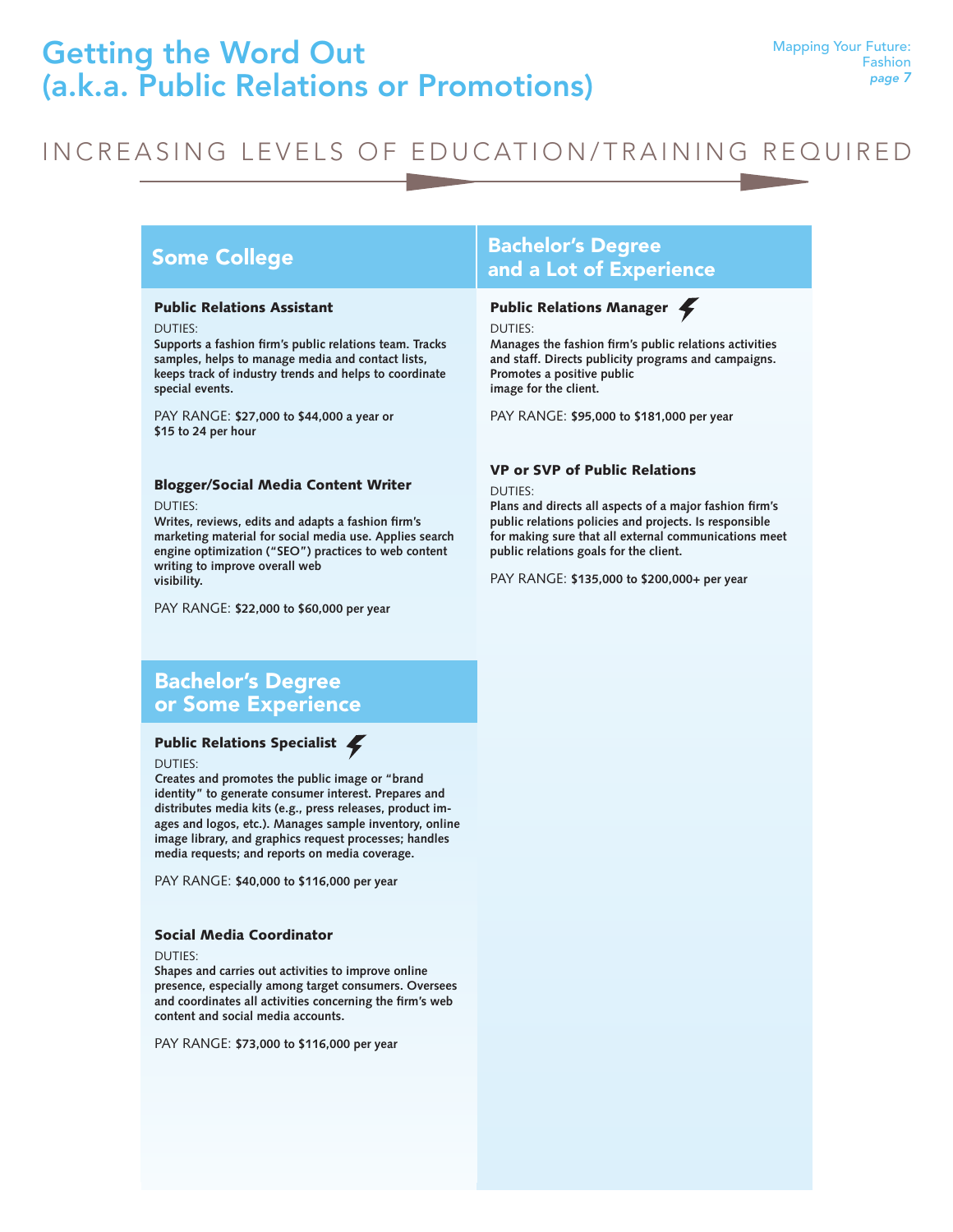# Getting the Word Out (a.k.a. Public Relations or Promotions)

INCREASING LEVELS OF EDUCATION/TRAINING REQUIRED

## Some College

### Public Relations Assistant

DUTIES:
**Supports a fashion firm's public relations team. Tracks samples, helps to manage media and contact lists, keeps track of industry trends and helps to coordinate special events.**

PAY RANGE: **$27,000 to $44,000 a year or $15 to 24 per hour**

### Blogger/Social Media Content Writer

DUTIES:
**Writes, reviews, edits and adapts a fashion firm's marketing material for social media use. Applies search engine optimization ("SEO") practices to web content writing to improve overall web visibility.**

PAY RANGE: **$22,000 to $60,000 per year**

## Bachelor's Degree or Some Experience

### Public Relations Specialist ⚡

DUTIES:
**Creates and promotes the public image or "brand identity" to generate consumer interest. Prepares and distributes media kits (e.g., press releases, product images and logos, etc.). Manages sample inventory, online image library, and graphics request processes; handles media requests; and reports on media coverage.**

PAY RANGE: **$40,000 to $116,000 per year**

### Social Media Coordinator

DUTIES:
**Shapes and carries out activities to improve online presence, especially among target consumers. Oversees and coordinates all activities concerning the firm's web content and social media accounts.**

PAY RANGE: **$73,000 to $116,000 per year**

## Bachelor's Degree and a Lot of Experience

### Public Relations Manager ⚡

DUTIES:
**Manages the fashion firm's public relations activities and staff. Directs publicity programs and campaigns. Promotes a positive public image for the client.**

PAY RANGE: **$95,000 to $181,000 per year**

### VP or SVP of Public Relations

DUTIES:
**Plans and directs all aspects of a major fashion firm's public relations policies and projects. Is responsible for making sure that all external communications meet public relations goals for the client.**

PAY RANGE: **$135,000 to $200,000+ per year**